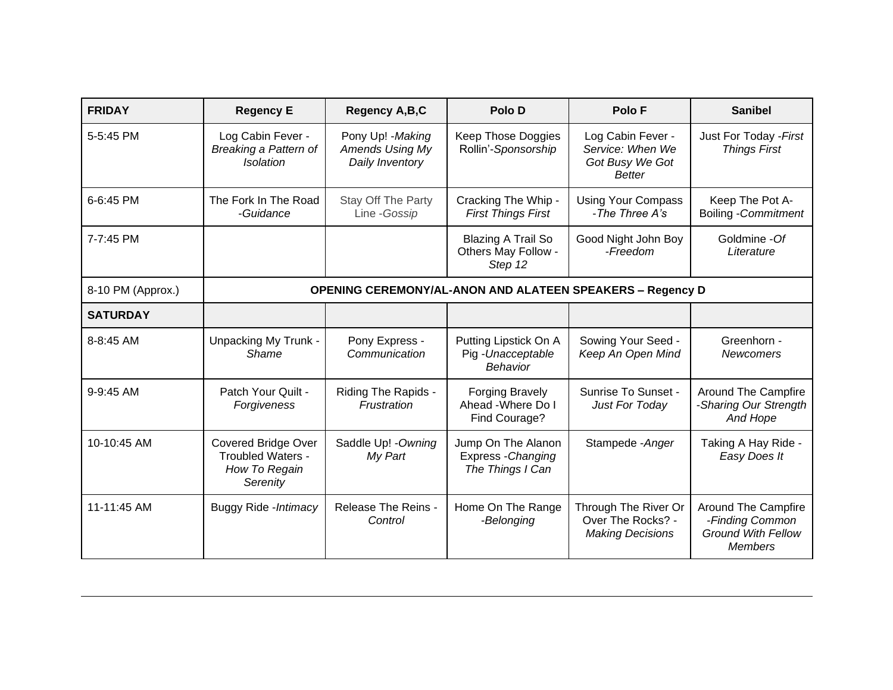| FRIDAY | Regency E | Regency A,B,C | Polo D | Polo F | Sanibel |
|---|---|---|---|---|---|
| 5-5:45 PM | Log Cabin Fever - *Breaking a Pattern of Isolation* | Pony Up! -*Making Amends Using My Daily Inventory* | Keep Those Doggies Rollin'-*Sponsorship* | Log Cabin Fever - *Service: When We Got Busy We Got Better* | Just For Today -*First Things First* |
| 6-6:45 PM | The Fork In The Road -*Guidance* | Stay Off The Party Line -*Gossip* | Cracking The Whip - *First Things First* | Using Your Compass -*The Three A's* | Keep The Pot A-Boiling -*Commitment* |
| 7-7:45 PM | | | Blazing A Trail So Others May Follow - *Step 12* | Good Night John Boy -*Freedom* | Goldmine -*Of Literature* |
| 8-10 PM (Approx.) | **OPENING CEREMONY/AL-ANON AND ALATEEN SPEAKERS – Regency D** | | | | |
| **SATURDAY** | | | | | |
| 8-8:45 AM | Unpacking My Trunk - *Shame* | Pony Express - *Communication* | Putting Lipstick On A Pig -*Unacceptable Behavior* | Sowing Your Seed - *Keep An Open Mind* | Greenhorn - *Newcomers* |
| 9-9:45 AM | Patch Your Quilt - *Forgiveness* | Riding The Rapids - *Frustration* | Forging Bravely Ahead -Where Do I Find Courage? | Sunrise To Sunset - *Just For Today* | Around The Campfire -*Sharing Our Strength And Hope* |
| 10-10:45 AM | Covered Bridge Over Troubled Waters - *How To Regain Serenity* | Saddle Up! -*Owning My Part* | Jump On The Alanon Express -*Changing The Things I Can* | Stampede -*Anger* | Taking A Hay Ride - *Easy Does It* |
| 11-11:45 AM | Buggy Ride -*Intimacy* | Release The Reins - *Control* | Home On The Range -*Belonging* | Through The River Or Over The Rocks? - *Making Decisions* | Around The Campfire -*Finding Common Ground With Fellow Members* |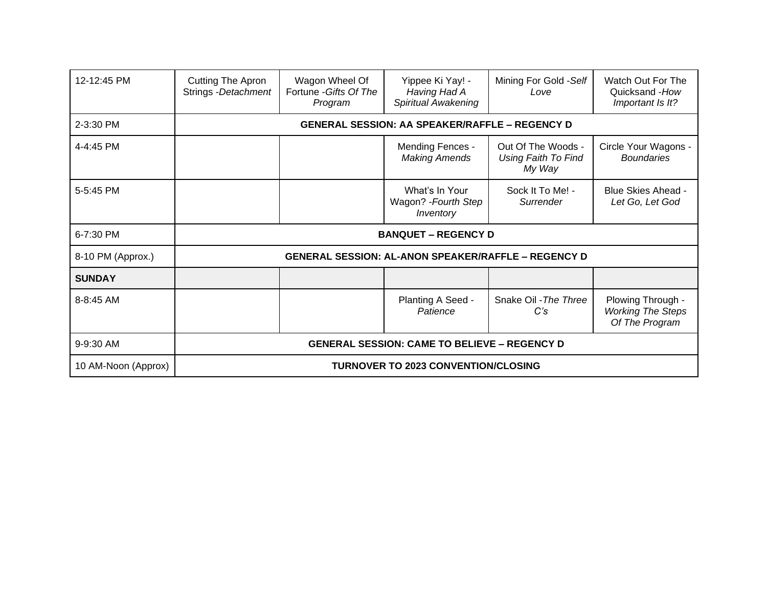| | | | | | |
|---|---|---|---|---|---|
| 12-12:45 PM | Cutting The Apron Strings -*Detachment* | Wagon Wheel Of Fortune -*Gifts Of The Program* | Yippee Ki Yay! - *Having Had A Spiritual Awakening* | Mining For Gold -*Self Love* | Watch Out For The Quicksand -*How Important Is It?* |
| 2-3:30 PM | **GENERAL SESSION: AA SPEAKER/RAFFLE – REGENCY D** | | | | |
| 4-4:45 PM | | | Mending Fences - *Making Amends* | Out Of The Woods - *Using Faith To Find My Way* | Circle Your Wagons - *Boundaries* |
| 5-5:45 PM | | | What's In Your Wagon? -*Fourth Step Inventory* | Sock It To Me! - *Surrender* | Blue Skies Ahead - *Let Go, Let God* |
| 6-7:30 PM | **BANQUET – REGENCY D** | | | | |
| 8-10 PM (Approx.) | **GENERAL SESSION: AL-ANON SPEAKER/RAFFLE – REGENCY D** | | | | |
| **SUNDAY** | | | | | |
| 8-8:45 AM | | | Planting A Seed - *Patience* | Snake Oil -*The Three C's* | Plowing Through - *Working The Steps Of The Program* |
| 9-9:30 AM | **GENERAL SESSION: CAME TO BELIEVE – REGENCY D** | | | | |
| 10 AM-Noon (Approx) | **TURNOVER TO 2023 CONVENTION/CLOSING** | | | | |